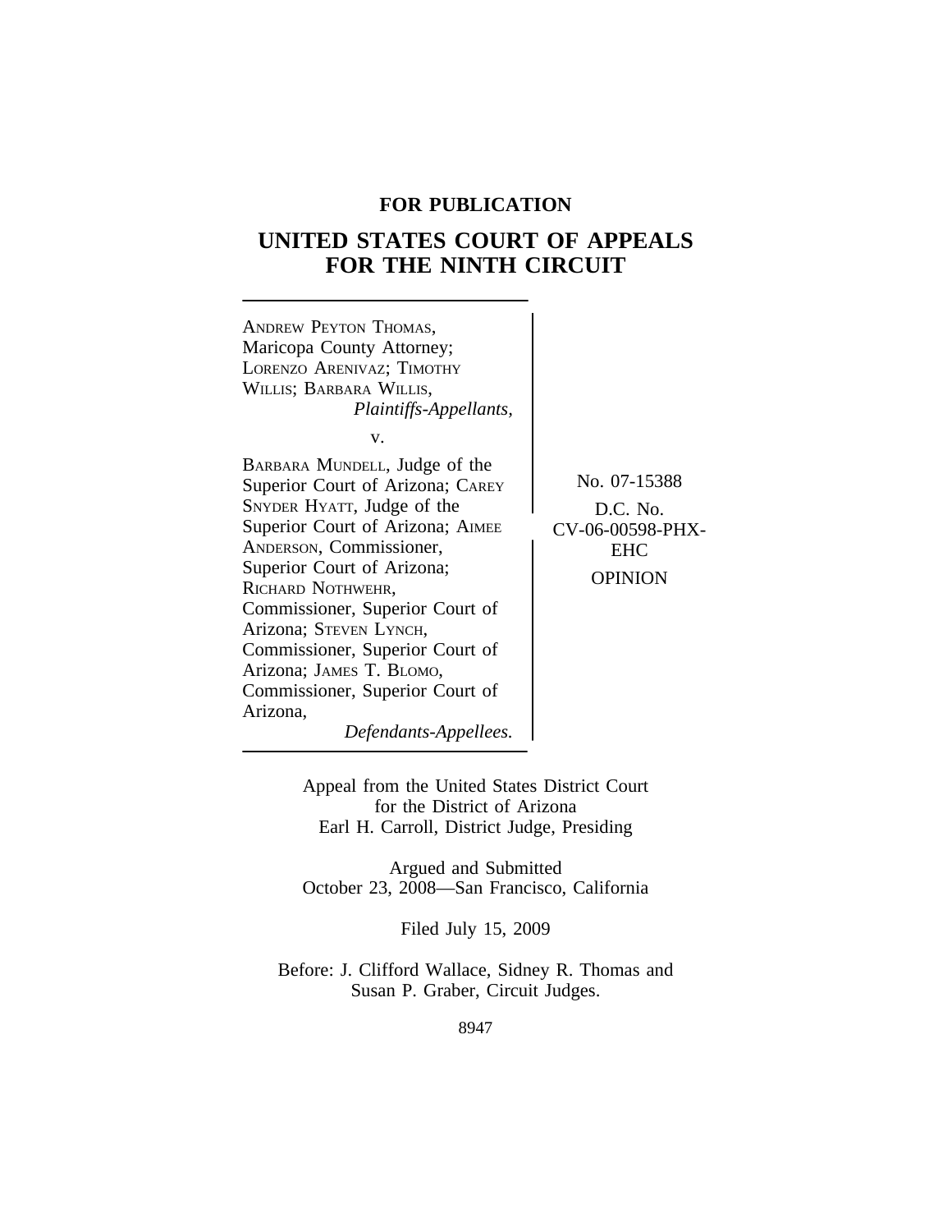**FOR PUBLICATION**

# UNITED STATES COURT OF APPEALS FOR THE NINTH CIRCUIT

ANDREW PEYTON THOMAS, Maricopa County Attorney; LORENZO ARENIVAZ; TIMOTHY WILLIS; BARBARA WILLIS,
*Plaintiffs-Appellants,*

v.

BARBARA MUNDELL, Judge of the Superior Court of Arizona; CAREY SNYDER HYATT, Judge of the Superior Court of Arizona; AIMEE ANDERSON, Commissioner, Superior Court of Arizona; RICHARD NOTHWEHR, Commissioner, Superior Court of Arizona; STEVEN LYNCH, Commissioner, Superior Court of Arizona; JAMES T. BLOMO, Commissioner, Superior Court of Arizona,
*Defendants-Appellees.*

No. 07-15388

D.C. No. CV-06-00598-PHX-EHC

OPINION

Appeal from the United States District Court for the District of Arizona
Earl H. Carroll, District Judge, Presiding

Argued and Submitted
October 23, 2008—San Francisco, California

Filed July 15, 2009

Before: J. Clifford Wallace, Sidney R. Thomas and Susan P. Graber, Circuit Judges.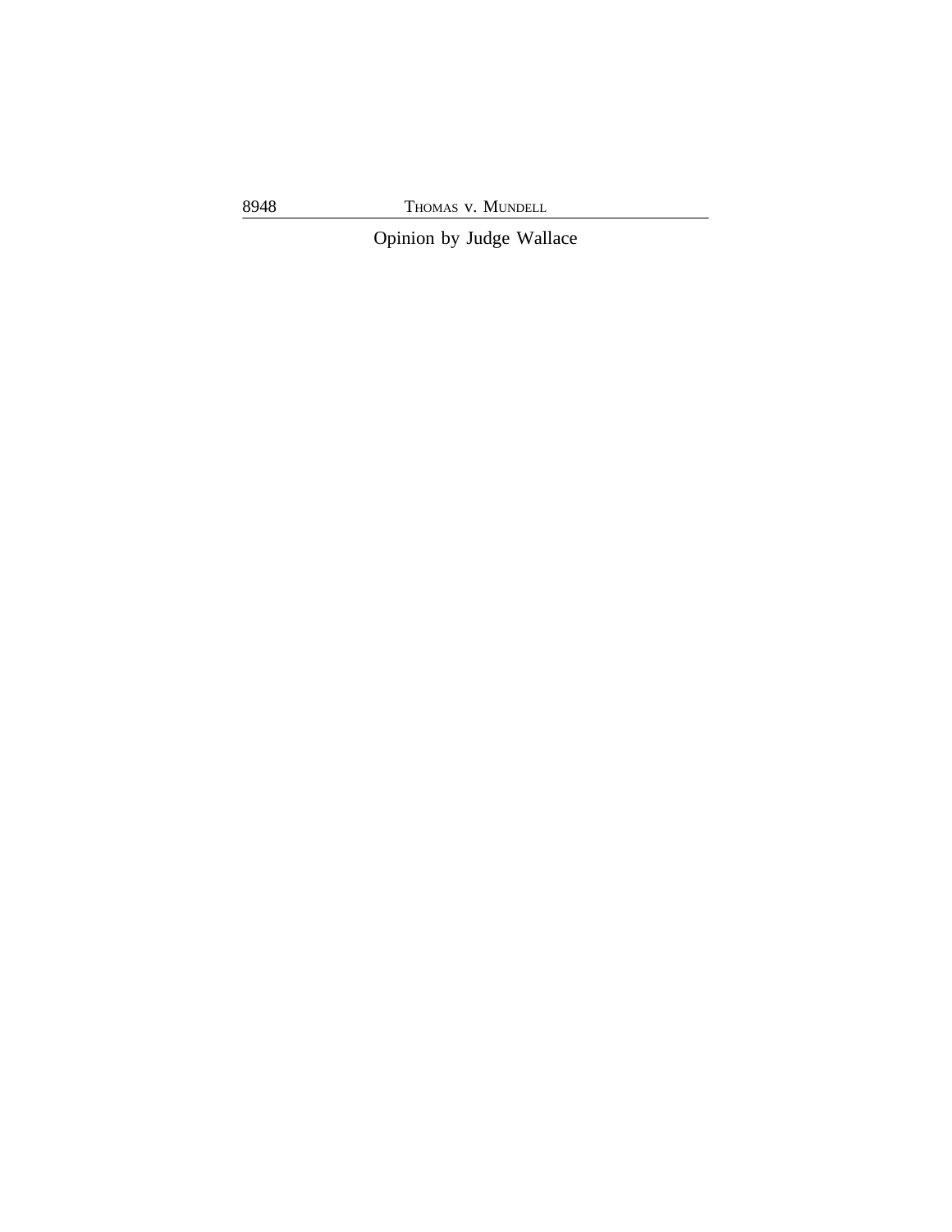Opinion by Judge Wallace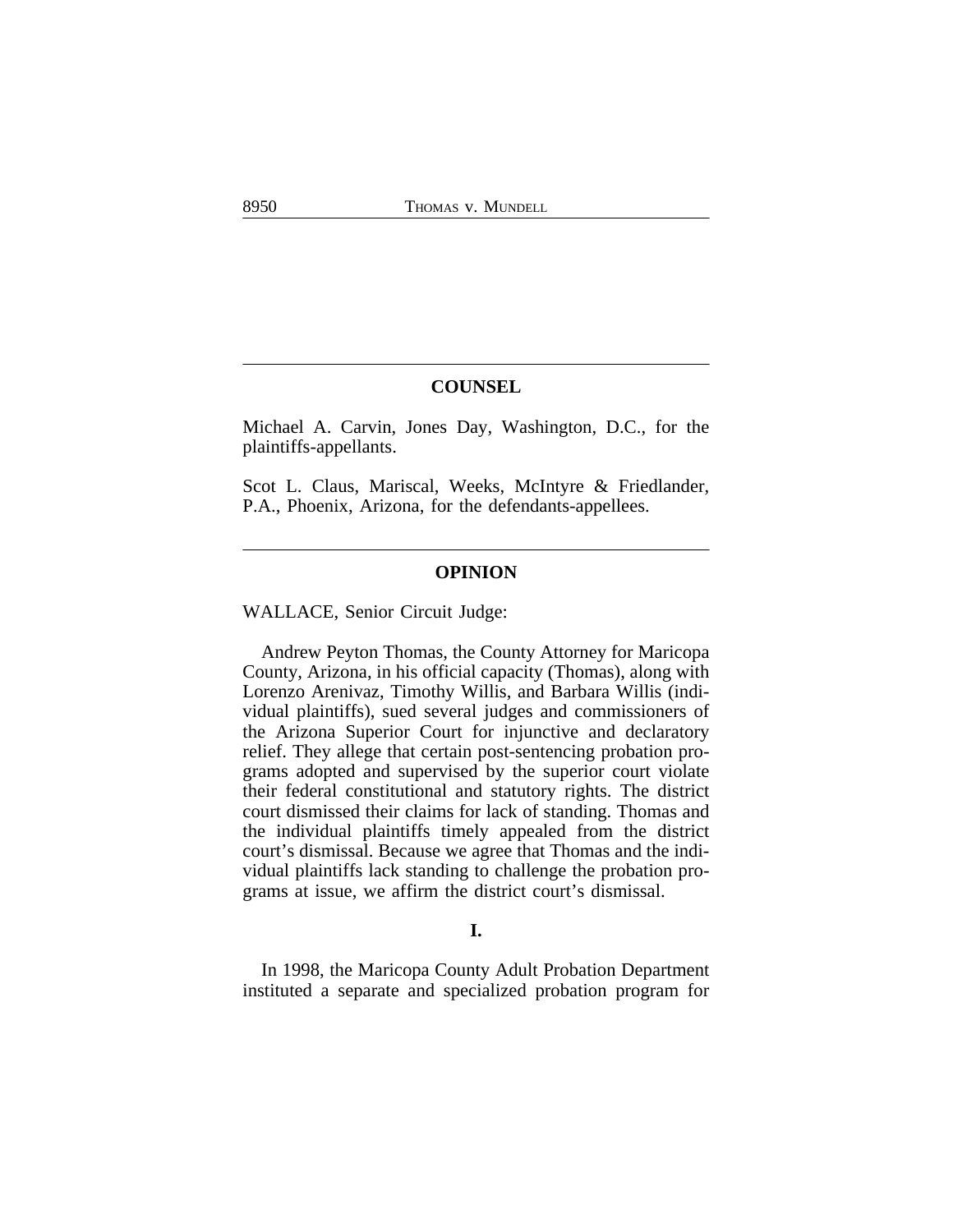## COUNSEL

Michael A. Carvin, Jones Day, Washington, D.C., for the plaintiffs-appellants.

Scot L. Claus, Mariscal, Weeks, McIntyre & Friedlander, P.A., Phoenix, Arizona, for the defendants-appellees.

## OPINION

WALLACE, Senior Circuit Judge:

Andrew Peyton Thomas, the County Attorney for Maricopa County, Arizona, in his official capacity (Thomas), along with Lorenzo Arenivaz, Timothy Willis, and Barbara Willis (individual plaintiffs), sued several judges and commissioners of the Arizona Superior Court for injunctive and declaratory relief. They allege that certain post-sentencing probation programs adopted and supervised by the superior court violate their federal constitutional and statutory rights. The district court dismissed their claims for lack of standing. Thomas and the individual plaintiffs timely appealed from the district court's dismissal. Because we agree that Thomas and the individual plaintiffs lack standing to challenge the probation programs at issue, we affirm the district court's dismissal.

### I.

In 1998, the Maricopa County Adult Probation Department instituted a separate and specialized probation program for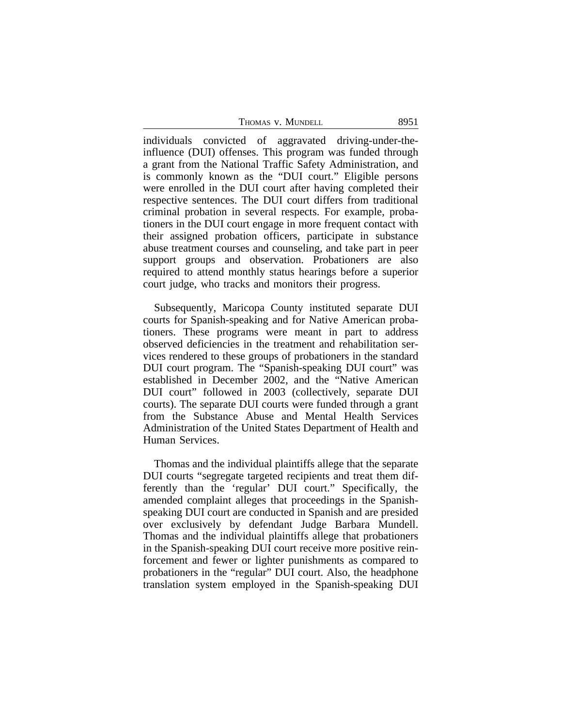individuals convicted of aggravated driving-under-the-influence (DUI) offenses. This program was funded through a grant from the National Traffic Safety Administration, and is commonly known as the "DUI court." Eligible persons were enrolled in the DUI court after having completed their respective sentences. The DUI court differs from traditional criminal probation in several respects. For example, probationers in the DUI court engage in more frequent contact with their assigned probation officers, participate in substance abuse treatment courses and counseling, and take part in peer support groups and observation. Probationers are also required to attend monthly status hearings before a superior court judge, who tracks and monitors their progress.

Subsequently, Maricopa County instituted separate DUI courts for Spanish-speaking and for Native American probationers. These programs were meant in part to address observed deficiencies in the treatment and rehabilitation services rendered to these groups of probationers in the standard DUI court program. The "Spanish-speaking DUI court" was established in December 2002, and the "Native American DUI court" followed in 2003 (collectively, separate DUI courts). The separate DUI courts were funded through a grant from the Substance Abuse and Mental Health Services Administration of the United States Department of Health and Human Services.

Thomas and the individual plaintiffs allege that the separate DUI courts "segregate targeted recipients and treat them differently than the 'regular' DUI court." Specifically, the amended complaint alleges that proceedings in the Spanish-speaking DUI court are conducted in Spanish and are presided over exclusively by defendant Judge Barbara Mundell. Thomas and the individual plaintiffs allege that probationers in the Spanish-speaking DUI court receive more positive reinforcement and fewer or lighter punishments as compared to probationers in the "regular" DUI court. Also, the headphone translation system employed in the Spanish-speaking DUI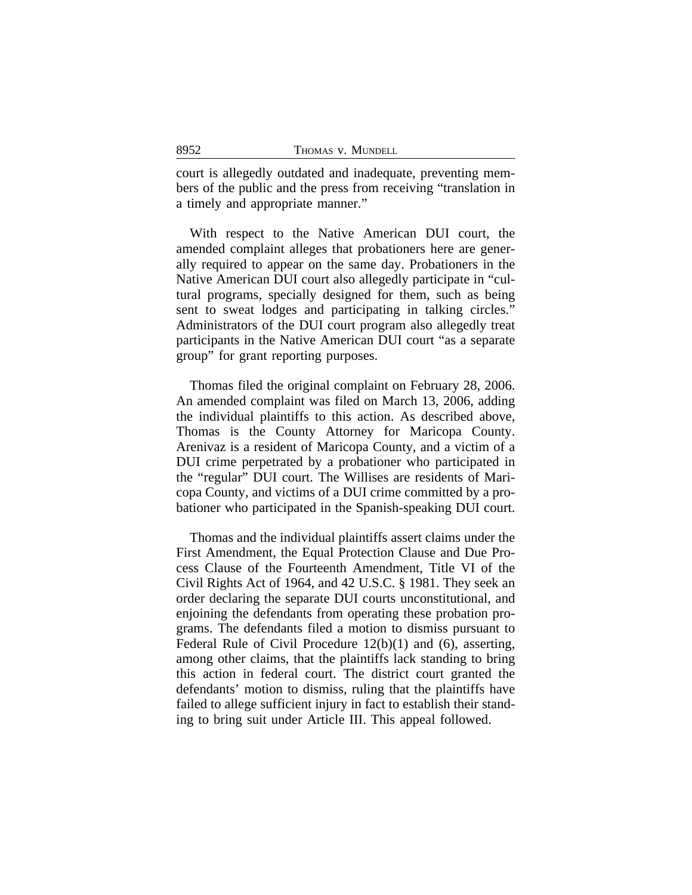court is allegedly outdated and inadequate, preventing members of the public and the press from receiving "translation in a timely and appropriate manner."

With respect to the Native American DUI court, the amended complaint alleges that probationers here are generally required to appear on the same day. Probationers in the Native American DUI court also allegedly participate in "cultural programs, specially designed for them, such as being sent to sweat lodges and participating in talking circles." Administrators of the DUI court program also allegedly treat participants in the Native American DUI court "as a separate group" for grant reporting purposes.

Thomas filed the original complaint on February 28, 2006. An amended complaint was filed on March 13, 2006, adding the individual plaintiffs to this action. As described above, Thomas is the County Attorney for Maricopa County. Arenivaz is a resident of Maricopa County, and a victim of a DUI crime perpetrated by a probationer who participated in the "regular" DUI court. The Willises are residents of Maricopa County, and victims of a DUI crime committed by a probationer who participated in the Spanish-speaking DUI court.

Thomas and the individual plaintiffs assert claims under the First Amendment, the Equal Protection Clause and Due Process Clause of the Fourteenth Amendment, Title VI of the Civil Rights Act of 1964, and 42 U.S.C. § 1981. They seek an order declaring the separate DUI courts unconstitutional, and enjoining the defendants from operating these probation programs. The defendants filed a motion to dismiss pursuant to Federal Rule of Civil Procedure 12(b)(1) and (6), asserting, among other claims, that the plaintiffs lack standing to bring this action in federal court. The district court granted the defendants' motion to dismiss, ruling that the plaintiffs have failed to allege sufficient injury in fact to establish their standing to bring suit under Article III. This appeal followed.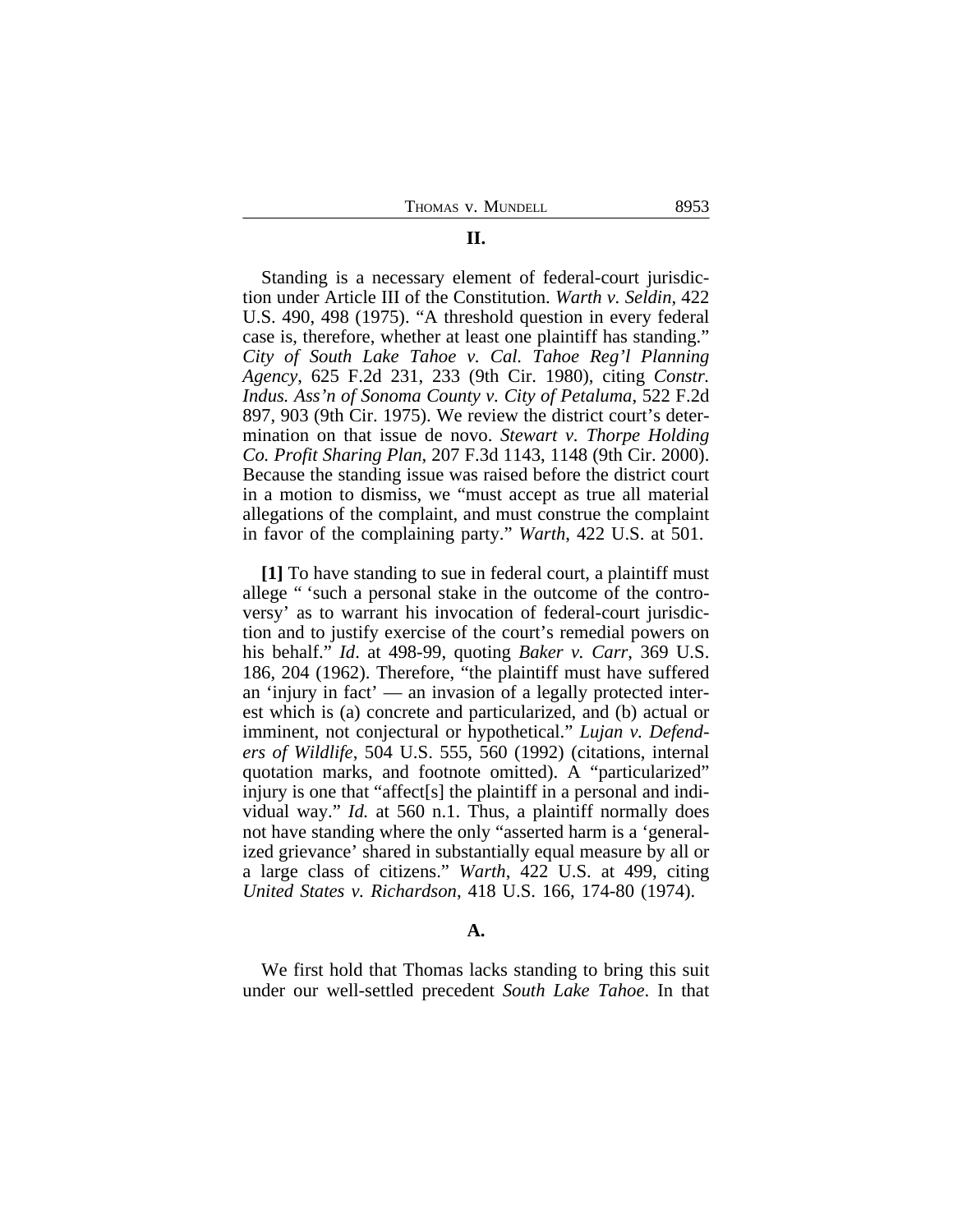## II.

Standing is a necessary element of federal-court jurisdiction under Article III of the Constitution. *Warth v. Seldin*, 422 U.S. 490, 498 (1975). "A threshold question in every federal case is, therefore, whether at least one plaintiff has standing." *City of South Lake Tahoe v. Cal. Tahoe Reg'l Planning Agency*, 625 F.2d 231, 233 (9th Cir. 1980), citing *Constr. Indus. Ass'n of Sonoma County v. City of Petaluma*, 522 F.2d 897, 903 (9th Cir. 1975). We review the district court's determination on that issue de novo. *Stewart v. Thorpe Holding Co. Profit Sharing Plan*, 207 F.3d 1143, 1148 (9th Cir. 2000). Because the standing issue was raised before the district court in a motion to dismiss, we "must accept as true all material allegations of the complaint, and must construe the complaint in favor of the complaining party." *Warth*, 422 U.S. at 501.

**[1]** To have standing to sue in federal court, a plaintiff must allege " 'such a personal stake in the outcome of the controversy' as to warrant his invocation of federal-court jurisdiction and to justify exercise of the court's remedial powers on his behalf." *Id*. at 498-99, quoting *Baker v. Carr*, 369 U.S. 186, 204 (1962). Therefore, "the plaintiff must have suffered an 'injury in fact' — an invasion of a legally protected interest which is (a) concrete and particularized, and (b) actual or imminent, not conjectural or hypothetical." *Lujan v. Defenders of Wildlife*, 504 U.S. 555, 560 (1992) (citations, internal quotation marks, and footnote omitted). A "particularized" injury is one that "affect[s] the plaintiff in a personal and individual way." *Id.* at 560 n.1. Thus, a plaintiff normally does not have standing where the only "asserted harm is a 'generalized grievance' shared in substantially equal measure by all or a large class of citizens." *Warth*, 422 U.S. at 499, citing *United States v. Richardson*, 418 U.S. 166, 174-80 (1974).

### A.

We first hold that Thomas lacks standing to bring this suit under our well-settled precedent *South Lake Tahoe*. In that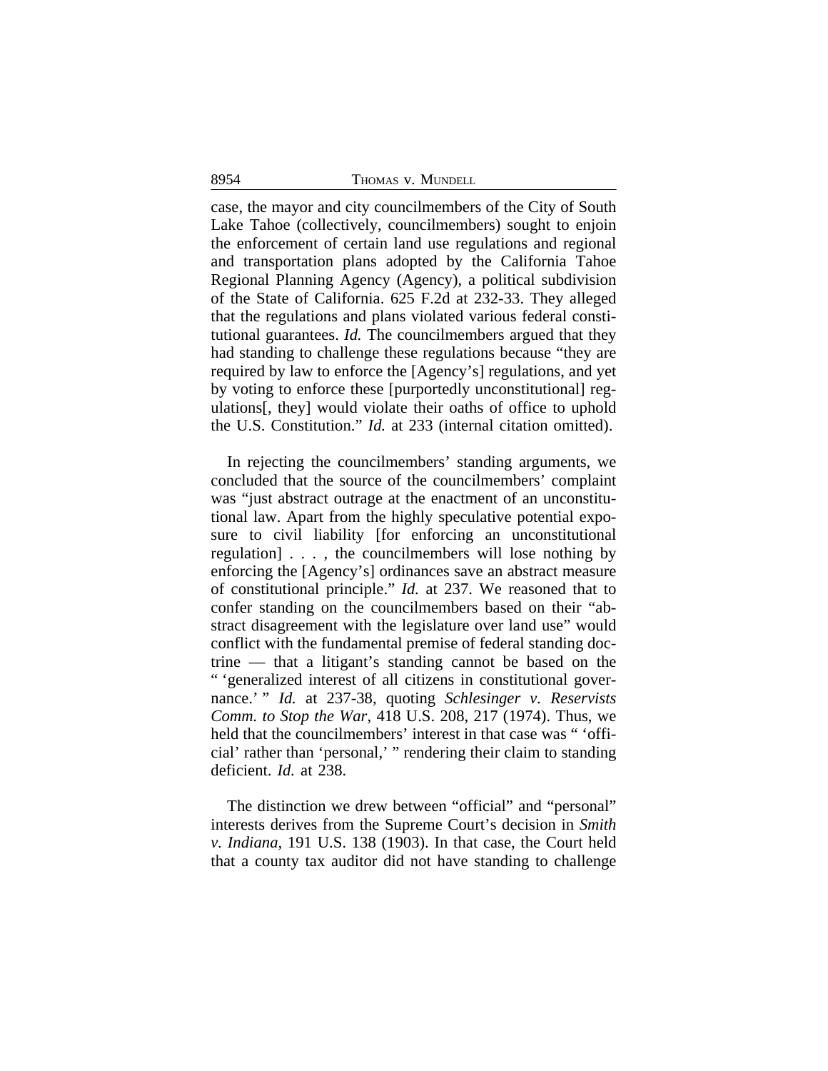case, the mayor and city councilmembers of the City of South Lake Tahoe (collectively, councilmembers) sought to enjoin the enforcement of certain land use regulations and regional and transportation plans adopted by the California Tahoe Regional Planning Agency (Agency), a political subdivision of the State of California. 625 F.2d at 232-33. They alleged that the regulations and plans violated various federal constitutional guarantees. *Id.* The councilmembers argued that they had standing to challenge these regulations because "they are required by law to enforce the [Agency's] regulations, and yet by voting to enforce these [purportedly unconstitutional] regulations[, they] would violate their oaths of office to uphold the U.S. Constitution." *Id.* at 233 (internal citation omitted).

In rejecting the councilmembers' standing arguments, we concluded that the source of the councilmembers' complaint was "just abstract outrage at the enactment of an unconstitutional law. Apart from the highly speculative potential exposure to civil liability [for enforcing an unconstitutional regulation] . . . , the councilmembers will lose nothing by enforcing the [Agency's] ordinances save an abstract measure of constitutional principle." *Id.* at 237. We reasoned that to confer standing on the councilmembers based on their "abstract disagreement with the legislature over land use" would conflict with the fundamental premise of federal standing doctrine — that a litigant's standing cannot be based on the " 'generalized interest of all citizens in constitutional governance.' " *Id.* at 237-38, quoting *Schlesinger v. Reservists Comm. to Stop the War*, 418 U.S. 208, 217 (1974). Thus, we held that the councilmembers' interest in that case was " 'official' rather than 'personal,' " rendering their claim to standing deficient. *Id.* at 238.

The distinction we drew between "official" and "personal" interests derives from the Supreme Court's decision in *Smith v. Indiana*, 191 U.S. 138 (1903). In that case, the Court held that a county tax auditor did not have standing to challenge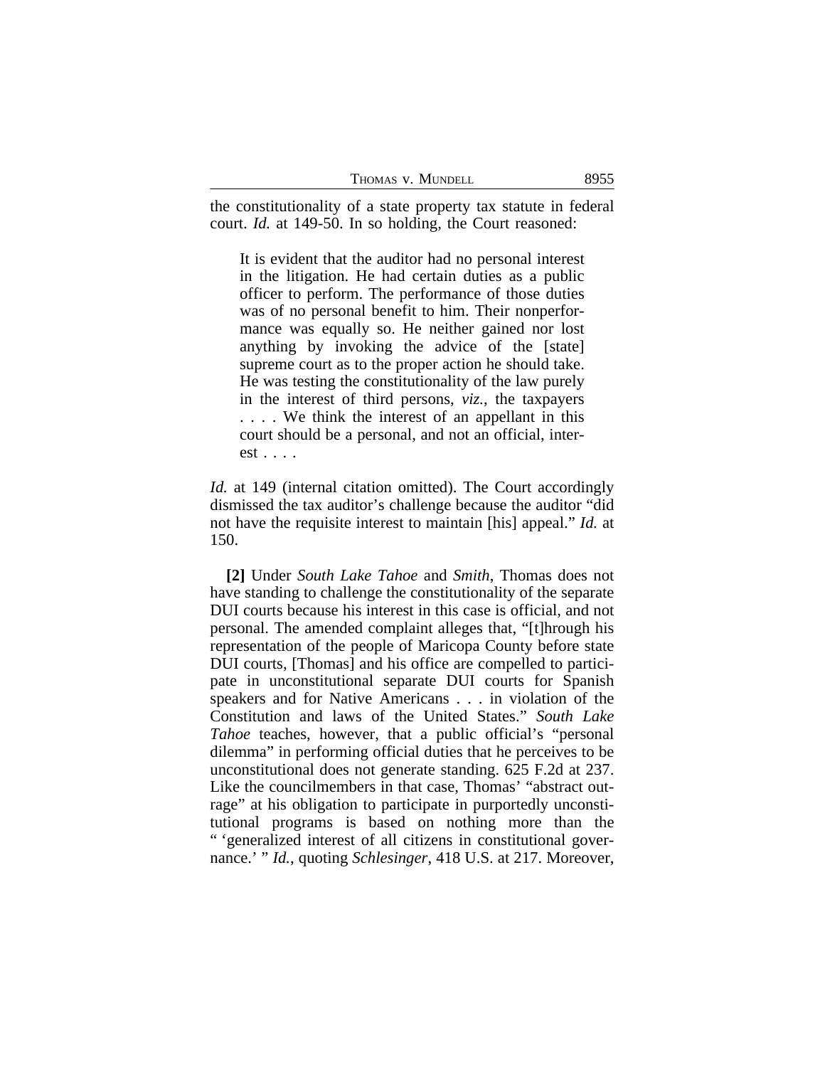the constitutionality of a state property tax statute in federal court. *Id.* at 149-50. In so holding, the Court reasoned:

> It is evident that the auditor had no personal interest in the litigation. He had certain duties as a public officer to perform. The performance of those duties was of no personal benefit to him. Their nonperformance was equally so. He neither gained nor lost anything by invoking the advice of the [state] supreme court as to the proper action he should take. He was testing the constitutionality of the law purely in the interest of third persons, *viz.*, the taxpayers . . . . We think the interest of an appellant in this court should be a personal, and not an official, interest . . . .

*Id.* at 149 (internal citation omitted). The Court accordingly dismissed the tax auditor's challenge because the auditor "did not have the requisite interest to maintain [his] appeal." *Id.* at 150.

**[2]** Under *South Lake Tahoe* and *Smith*, Thomas does not have standing to challenge the constitutionality of the separate DUI courts because his interest in this case is official, and not personal. The amended complaint alleges that, "[t]hrough his representation of the people of Maricopa County before state DUI courts, [Thomas] and his office are compelled to participate in unconstitutional separate DUI courts for Spanish speakers and for Native Americans . . . in violation of the Constitution and laws of the United States." *South Lake Tahoe* teaches, however, that a public official's "personal dilemma" in performing official duties that he perceives to be unconstitutional does not generate standing. 625 F.2d at 237. Like the councilmembers in that case, Thomas' "abstract outrage" at his obligation to participate in purportedly unconstitutional programs is based on nothing more than the " 'generalized interest of all citizens in constitutional governance.' " *Id.*, quoting *Schlesinger*, 418 U.S. at 217. Moreover,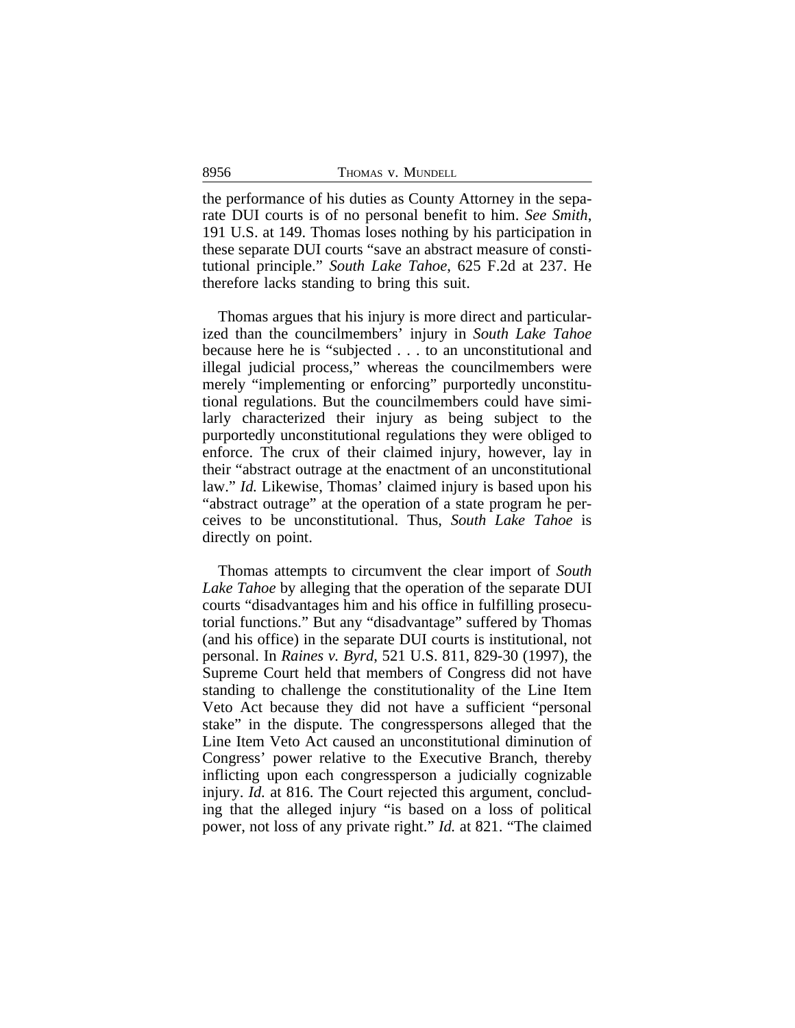the performance of his duties as County Attorney in the separate DUI courts is of no personal benefit to him. *See Smith*, 191 U.S. at 149. Thomas loses nothing by his participation in these separate DUI courts "save an abstract measure of constitutional principle." *South Lake Tahoe*, 625 F.2d at 237. He therefore lacks standing to bring this suit.

Thomas argues that his injury is more direct and particularized than the councilmembers' injury in *South Lake Tahoe* because here he is "subjected . . . to an unconstitutional and illegal judicial process," whereas the councilmembers were merely "implementing or enforcing" purportedly unconstitutional regulations. But the councilmembers could have similarly characterized their injury as being subject to the purportedly unconstitutional regulations they were obliged to enforce. The crux of their claimed injury, however, lay in their "abstract outrage at the enactment of an unconstitutional law." *Id.* Likewise, Thomas' claimed injury is based upon his "abstract outrage" at the operation of a state program he perceives to be unconstitutional. Thus, *South Lake Tahoe* is directly on point.

Thomas attempts to circumvent the clear import of *South Lake Tahoe* by alleging that the operation of the separate DUI courts "disadvantages him and his office in fulfilling prosecutorial functions." But any "disadvantage" suffered by Thomas (and his office) in the separate DUI courts is institutional, not personal. In *Raines v. Byrd*, 521 U.S. 811, 829-30 (1997), the Supreme Court held that members of Congress did not have standing to challenge the constitutionality of the Line Item Veto Act because they did not have a sufficient "personal stake" in the dispute. The congresspersons alleged that the Line Item Veto Act caused an unconstitutional diminution of Congress' power relative to the Executive Branch, thereby inflicting upon each congressperson a judicially cognizable injury. *Id.* at 816. The Court rejected this argument, concluding that the alleged injury "is based on a loss of political power, not loss of any private right." *Id.* at 821. "The claimed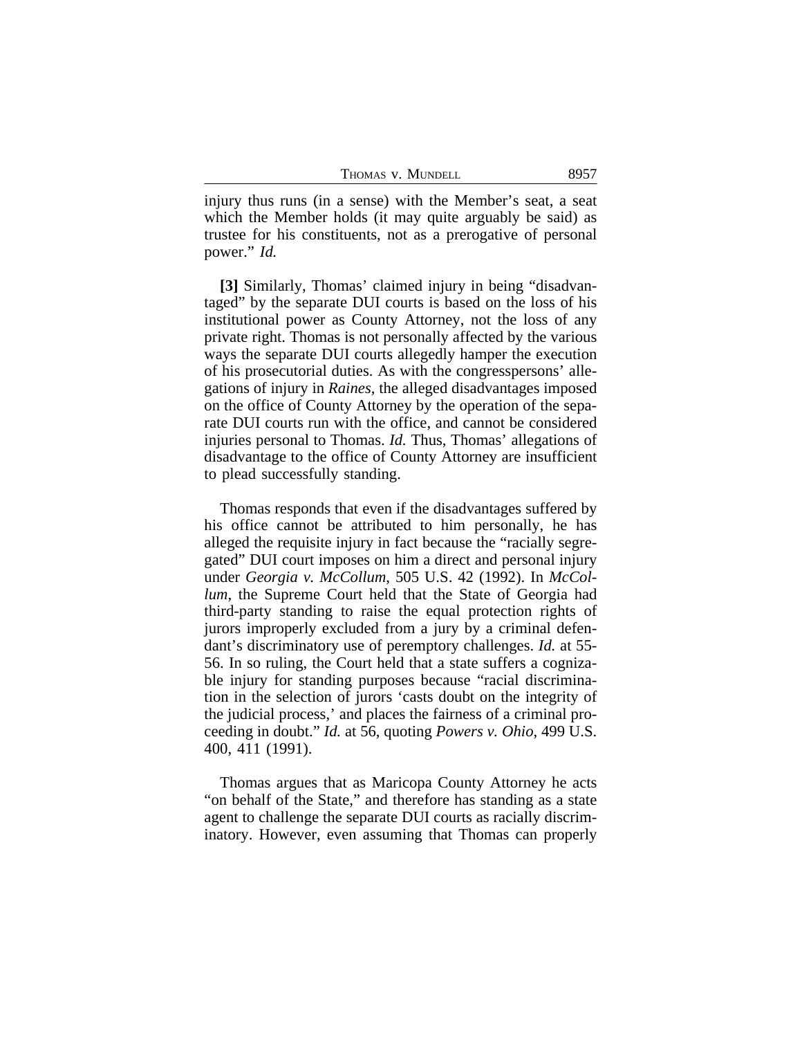injury thus runs (in a sense) with the Member's seat, a seat which the Member holds (it may quite arguably be said) as trustee for his constituents, not as a prerogative of personal power." *Id.*

**[3]** Similarly, Thomas' claimed injury in being "disadvantaged" by the separate DUI courts is based on the loss of his institutional power as County Attorney, not the loss of any private right. Thomas is not personally affected by the various ways the separate DUI courts allegedly hamper the execution of his prosecutorial duties. As with the congresspersons' allegations of injury in *Raines*, the alleged disadvantages imposed on the office of County Attorney by the operation of the separate DUI courts run with the office, and cannot be considered injuries personal to Thomas. *Id.* Thus, Thomas' allegations of disadvantage to the office of County Attorney are insufficient to plead successfully standing.

Thomas responds that even if the disadvantages suffered by his office cannot be attributed to him personally, he has alleged the requisite injury in fact because the "racially segregated" DUI court imposes on him a direct and personal injury under *Georgia v. McCollum*, 505 U.S. 42 (1992). In *McCollum*, the Supreme Court held that the State of Georgia had third-party standing to raise the equal protection rights of jurors improperly excluded from a jury by a criminal defendant's discriminatory use of peremptory challenges. *Id.* at 55-56. In so ruling, the Court held that a state suffers a cognizable injury for standing purposes because "racial discrimination in the selection of jurors 'casts doubt on the integrity of the judicial process,' and places the fairness of a criminal proceeding in doubt." *Id.* at 56, quoting *Powers v. Ohio*, 499 U.S. 400, 411 (1991).

Thomas argues that as Maricopa County Attorney he acts "on behalf of the State," and therefore has standing as a state agent to challenge the separate DUI courts as racially discriminatory. However, even assuming that Thomas can properly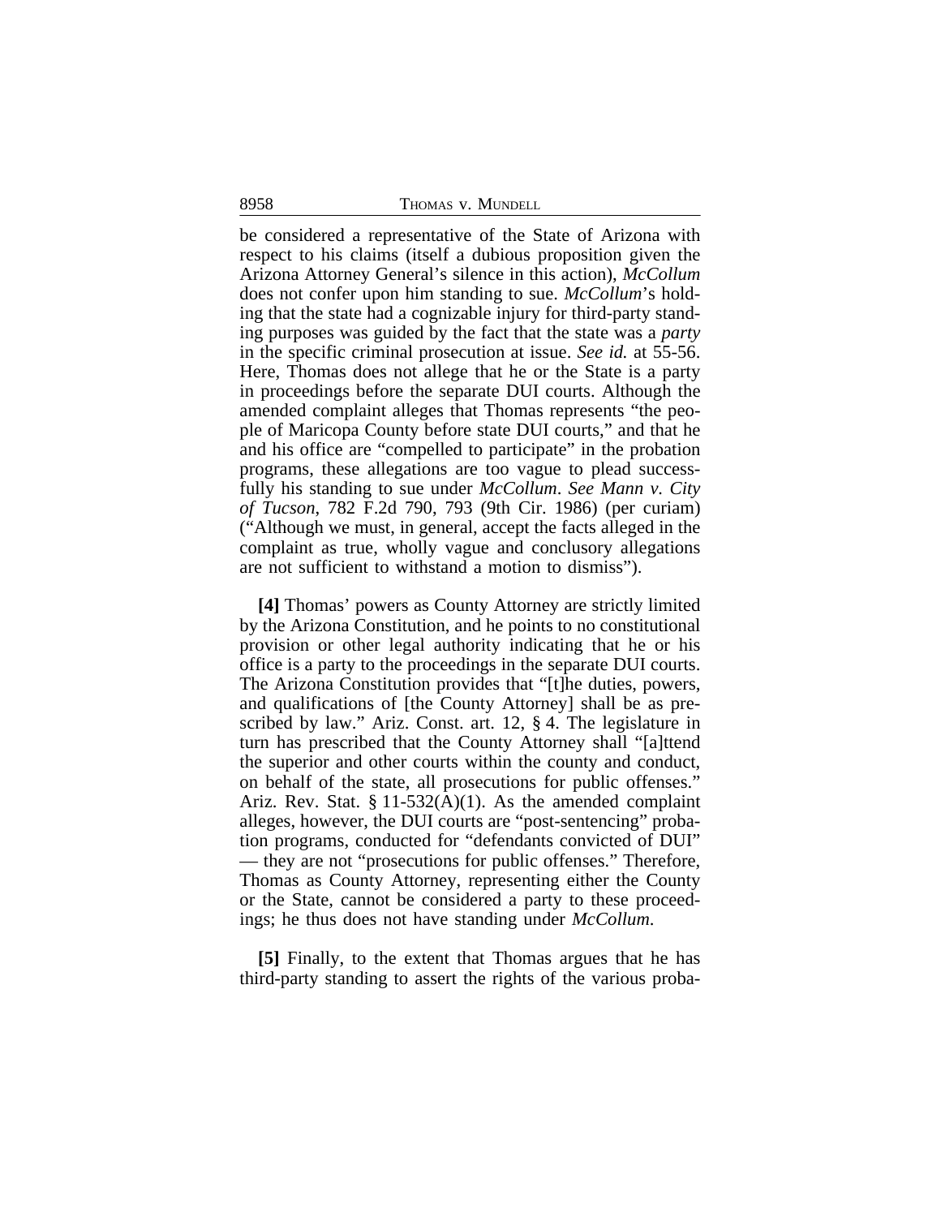be considered a representative of the State of Arizona with respect to his claims (itself a dubious proposition given the Arizona Attorney General's silence in this action), *McCollum* does not confer upon him standing to sue. *McCollum*'s holding that the state had a cognizable injury for third-party standing purposes was guided by the fact that the state was a *party* in the specific criminal prosecution at issue. *See id.* at 55-56. Here, Thomas does not allege that he or the State is a party in proceedings before the separate DUI courts. Although the amended complaint alleges that Thomas represents "the people of Maricopa County before state DUI courts," and that he and his office are "compelled to participate" in the probation programs, these allegations are too vague to plead successfully his standing to sue under *McCollum*. *See Mann v. City of Tucson*, 782 F.2d 790, 793 (9th Cir. 1986) (per curiam) ("Although we must, in general, accept the facts alleged in the complaint as true, wholly vague and conclusory allegations are not sufficient to withstand a motion to dismiss").

**[4]** Thomas' powers as County Attorney are strictly limited by the Arizona Constitution, and he points to no constitutional provision or other legal authority indicating that he or his office is a party to the proceedings in the separate DUI courts. The Arizona Constitution provides that "[t]he duties, powers, and qualifications of [the County Attorney] shall be as prescribed by law." Ariz. Const. art. 12, § 4. The legislature in turn has prescribed that the County Attorney shall "[a]ttend the superior and other courts within the county and conduct, on behalf of the state, all prosecutions for public offenses." Ariz. Rev. Stat. § 11-532(A)(1). As the amended complaint alleges, however, the DUI courts are "post-sentencing" probation programs, conducted for "defendants convicted of DUI" — they are not "prosecutions for public offenses." Therefore, Thomas as County Attorney, representing either the County or the State, cannot be considered a party to these proceedings; he thus does not have standing under *McCollum*.

**[5]** Finally, to the extent that Thomas argues that he has third-party standing to assert the rights of the various proba-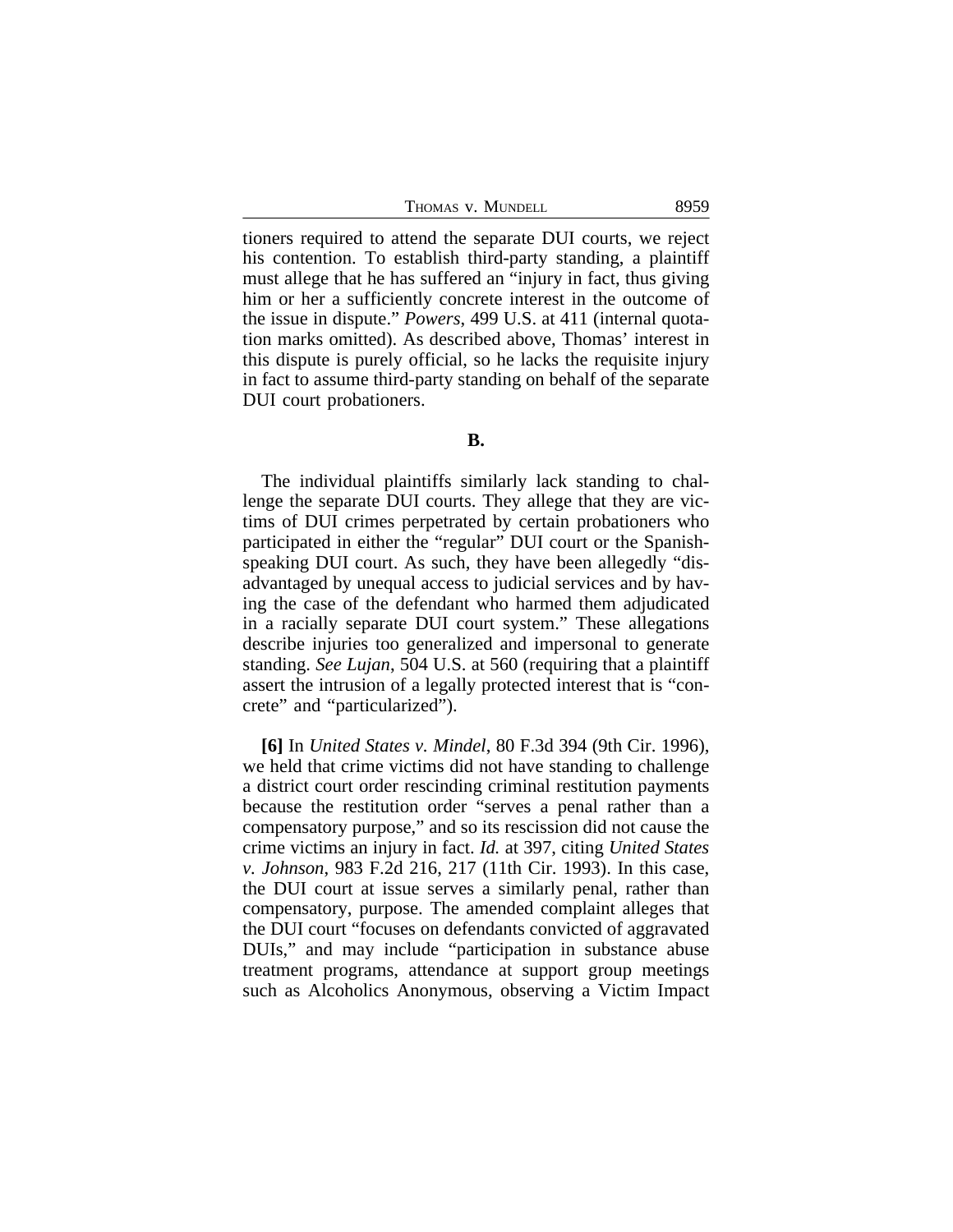tioners required to attend the separate DUI courts, we reject his contention. To establish third-party standing, a plaintiff must allege that he has suffered an "injury in fact, thus giving him or her a sufficiently concrete interest in the outcome of the issue in dispute." *Powers*, 499 U.S. at 411 (internal quotation marks omitted). As described above, Thomas' interest in this dispute is purely official, so he lacks the requisite injury in fact to assume third-party standing on behalf of the separate DUI court probationers.

**B.**

The individual plaintiffs similarly lack standing to challenge the separate DUI courts. They allege that they are victims of DUI crimes perpetrated by certain probationers who participated in either the "regular" DUI court or the Spanish-speaking DUI court. As such, they have been allegedly "disadvantaged by unequal access to judicial services and by having the case of the defendant who harmed them adjudicated in a racially separate DUI court system." These allegations describe injuries too generalized and impersonal to generate standing. *See Lujan*, 504 U.S. at 560 (requiring that a plaintiff assert the intrusion of a legally protected interest that is "concrete" and "particularized").

**[6]** In *United States v. Mindel*, 80 F.3d 394 (9th Cir. 1996), we held that crime victims did not have standing to challenge a district court order rescinding criminal restitution payments because the restitution order "serves a penal rather than a compensatory purpose," and so its rescission did not cause the crime victims an injury in fact. *Id.* at 397, citing *United States v. Johnson*, 983 F.2d 216, 217 (11th Cir. 1993). In this case, the DUI court at issue serves a similarly penal, rather than compensatory, purpose. The amended complaint alleges that the DUI court "focuses on defendants convicted of aggravated DUIs," and may include "participation in substance abuse treatment programs, attendance at support group meetings such as Alcoholics Anonymous, observing a Victim Impact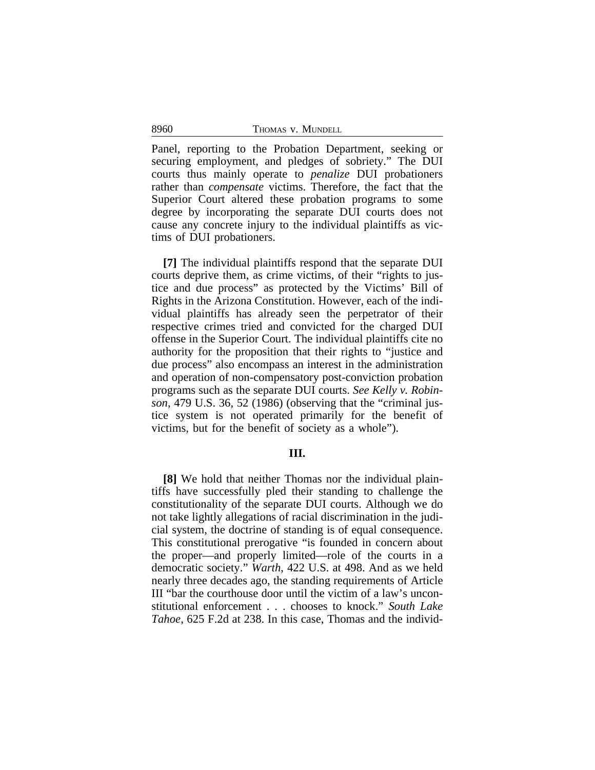Panel, reporting to the Probation Department, seeking or securing employment, and pledges of sobriety." The DUI courts thus mainly operate to *penalize* DUI probationers rather than *compensate* victims. Therefore, the fact that the Superior Court altered these probation programs to some degree by incorporating the separate DUI courts does not cause any concrete injury to the individual plaintiffs as victims of DUI probationers.

**[7]** The individual plaintiffs respond that the separate DUI courts deprive them, as crime victims, of their "rights to justice and due process" as protected by the Victims' Bill of Rights in the Arizona Constitution. However, each of the individual plaintiffs has already seen the perpetrator of their respective crimes tried and convicted for the charged DUI offense in the Superior Court. The individual plaintiffs cite no authority for the proposition that their rights to "justice and due process" also encompass an interest in the administration and operation of non-compensatory post-conviction probation programs such as the separate DUI courts. *See Kelly v. Robinson*, 479 U.S. 36, 52 (1986) (observing that the "criminal justice system is not operated primarily for the benefit of victims, but for the benefit of society as a whole").

## III.

**[8]** We hold that neither Thomas nor the individual plaintiffs have successfully pled their standing to challenge the constitutionality of the separate DUI courts. Although we do not take lightly allegations of racial discrimination in the judicial system, the doctrine of standing is of equal consequence. This constitutional prerogative "is founded in concern about the proper—and properly limited—role of the courts in a democratic society." *Warth*, 422 U.S. at 498. And as we held nearly three decades ago, the standing requirements of Article III "bar the courthouse door until the victim of a law's unconstitutional enforcement . . . chooses to knock." *South Lake Tahoe*, 625 F.2d at 238. In this case, Thomas and the individ-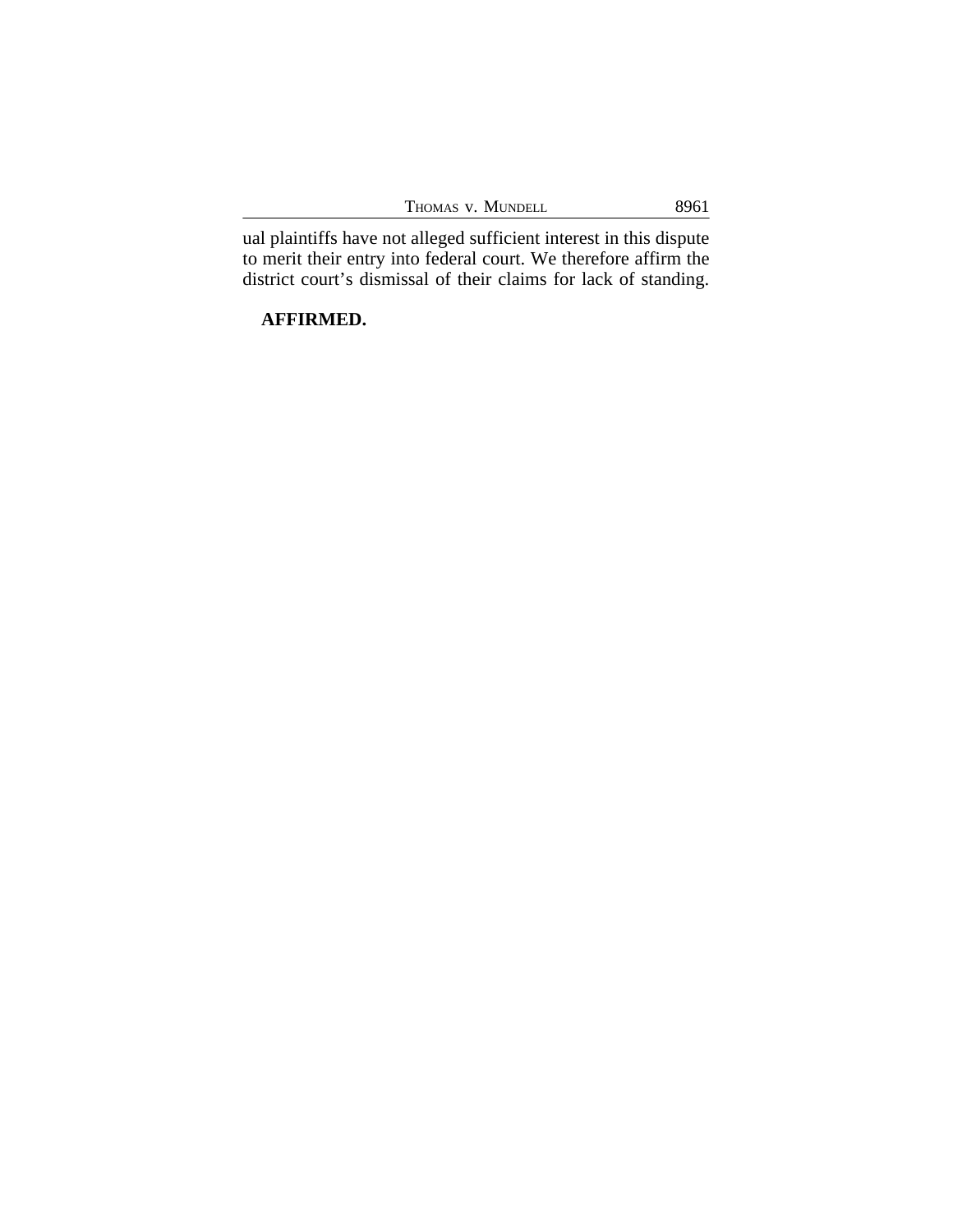ual plaintiffs have not alleged sufficient interest in this dispute to merit their entry into federal court. We therefore affirm the district court's dismissal of their claims for lack of standing.

**AFFIRMED.**